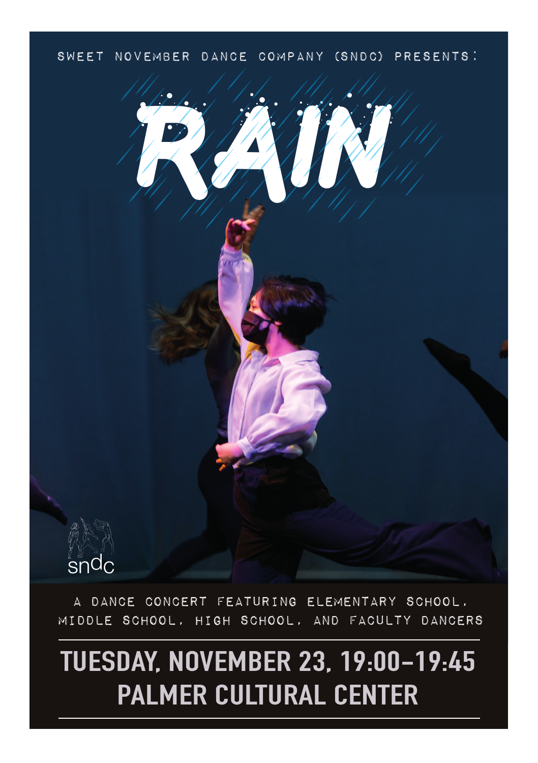SWEET NOVEMBER DANCE COMPANY (SNDC) PRESENTS:

# RAIN

sndc

A DANCE CONCERT FEATURING ELEMENTARY SCHOOL, MIDDLE SCHOOL, HIGH SCHOOL, AND FACULTY DANCERS

## TUESDAY, NOVEMBER 23, 19:00–19:45
## PALMER CULTURAL CENTER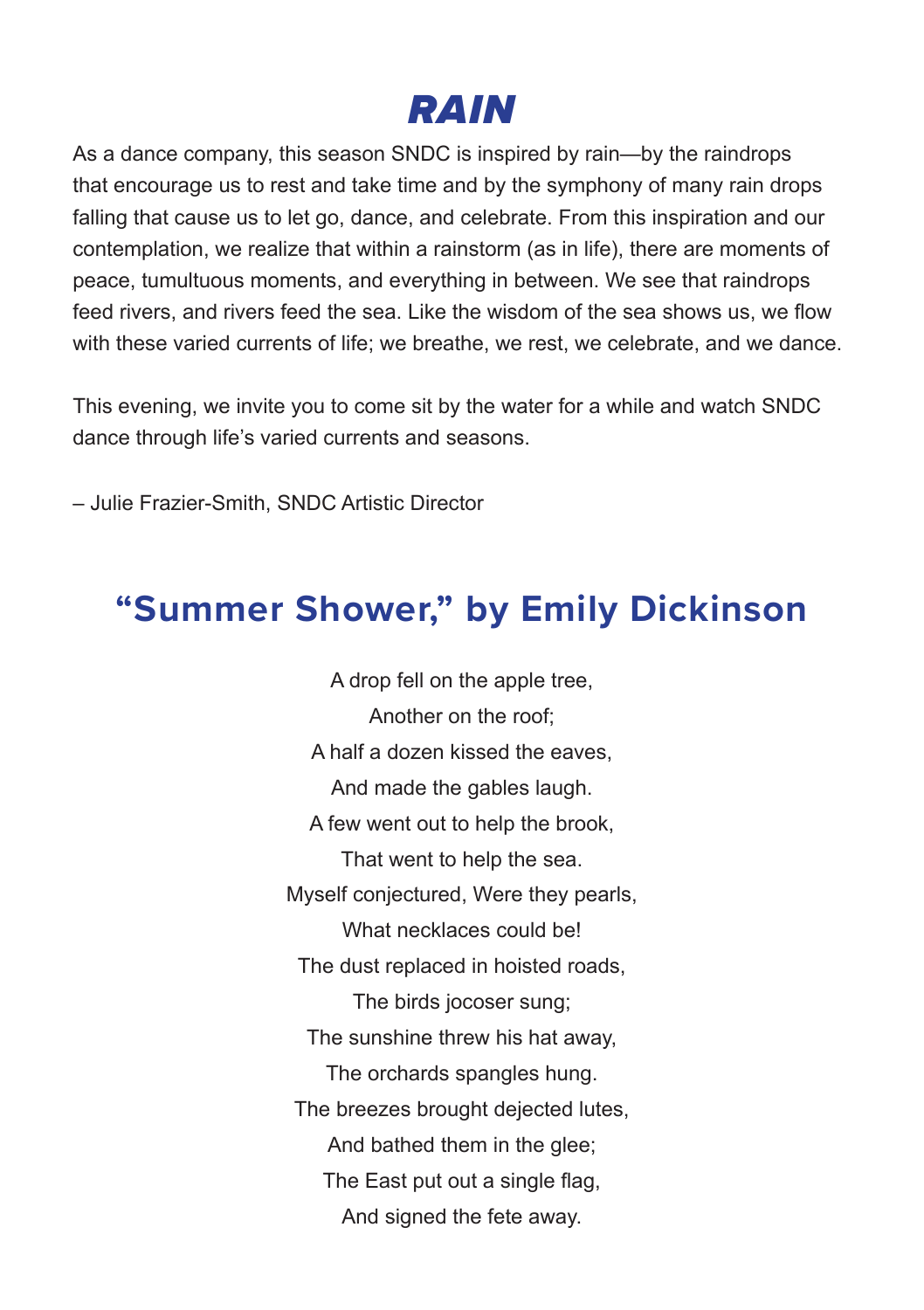# *RAIN*

As a dance company, this season SNDC is inspired by rain—by the raindrops that encourage us to rest and take time and by the symphony of many rain drops falling that cause us to let go, dance, and celebrate. From this inspiration and our contemplation, we realize that within a rainstorm (as in life), there are moments of peace, tumultuous moments, and everything in between. We see that raindrops feed rivers, and rivers feed the sea. Like the wisdom of the sea shows us, we flow with these varied currents of life; we breathe, we rest, we celebrate, and we dance.

This evening, we invite you to come sit by the water for a while and watch SNDC dance through life's varied currents and seasons.

– Julie Frazier-Smith, SNDC Artistic Director

## "Summer Shower," by Emily Dickinson

A drop fell on the apple tree,  
Another on the roof;  
A half a dozen kissed the eaves,  
And made the gables laugh.  
A few went out to help the brook,  
That went to help the sea.  
Myself conjectured, Were they pearls,  
What necklaces could be!  
The dust replaced in hoisted roads,  
The birds jocoser sung;  
The sunshine threw his hat away,  
The orchards spangles hung.  
The breezes brought dejected lutes,  
And bathed them in the glee;  
The East put out a single flag,  
And signed the fete away.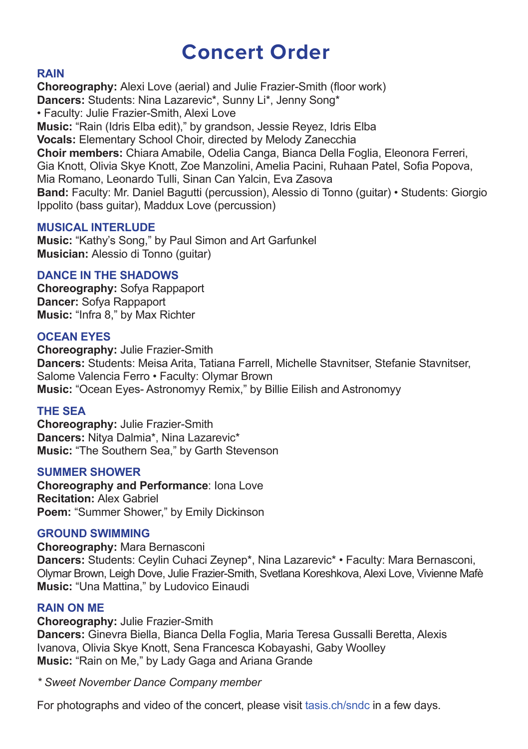# Concert Order

## RAIN

**Choreography:** Alexi Love (aerial) and Julie Frazier-Smith (floor work)
**Dancers:** Students: Nina Lazarevic*, Sunny Li*, Jenny Song*
• Faculty: Julie Frazier-Smith, Alexi Love
**Music:** "Rain (Idris Elba edit)," by grandson, Jessie Reyez, Idris Elba
**Vocals:** Elementary School Choir, directed by Melody Zanecchia
**Choir members:** Chiara Amabile, Odelia Canga, Bianca Della Foglia, Eleonora Ferreri, Gia Knott, Olivia Skye Knott, Zoe Manzolini, Amelia Pacini, Ruhaan Patel, Sofia Popova, Mia Romano, Leonardo Tulli, Sinan Can Yalcin, Eva Zasova
**Band:** Faculty: Mr. Daniel Bagutti (percussion), Alessio di Tonno (guitar) • Students: Giorgio Ippolito (bass guitar), Maddux Love (percussion)

## MUSICAL INTERLUDE

**Music:** "Kathy's Song," by Paul Simon and Art Garfunkel
**Musician:** Alessio di Tonno (guitar)

## DANCE IN THE SHADOWS

**Choreography:** Sofya Rappaport
**Dancer:** Sofya Rappaport
**Music:** "Infra 8," by Max Richter

## OCEAN EYES

**Choreography:** Julie Frazier-Smith
**Dancers:** Students: Meisa Arita, Tatiana Farrell, Michelle Stavnitser, Stefanie Stavnitser, Salome Valencia Ferro • Faculty: Olymar Brown
**Music:** "Ocean Eyes- Astronomyy Remix," by Billie Eilish and Astronomyy

## THE SEA

**Choreography:** Julie Frazier-Smith
**Dancers:** Nitya Dalmia*, Nina Lazarevic*
**Music:** "The Southern Sea," by Garth Stevenson

## SUMMER SHOWER

**Choreography and Performance**: Iona Love
**Recitation:** Alex Gabriel
**Poem:** "Summer Shower," by Emily Dickinson

## GROUND SWIMMING

**Choreography:** Mara Bernasconi
**Dancers:** Students: Ceylin Cuhaci Zeynep*, Nina Lazarevic* • Faculty: Mara Bernasconi, Olymar Brown, Leigh Dove, Julie Frazier-Smith, Svetlana Koreshkova, Alexi Love, Vivienne Mafè
**Music:** "Una Mattina," by Ludovico Einaudi

## RAIN ON ME

**Choreography:** Julie Frazier-Smith
**Dancers:** Ginevra Biella, Bianca Della Foglia, Maria Teresa Gussalli Beretta, Alexis Ivanova, Olivia Skye Knott, Sena Francesca Kobayashi, Gaby Woolley
**Music:** "Rain on Me," by Lady Gaga and Ariana Grande

*\* Sweet November Dance Company member*

For photographs and video of the concert, please visit tasis.ch/sndc in a few days.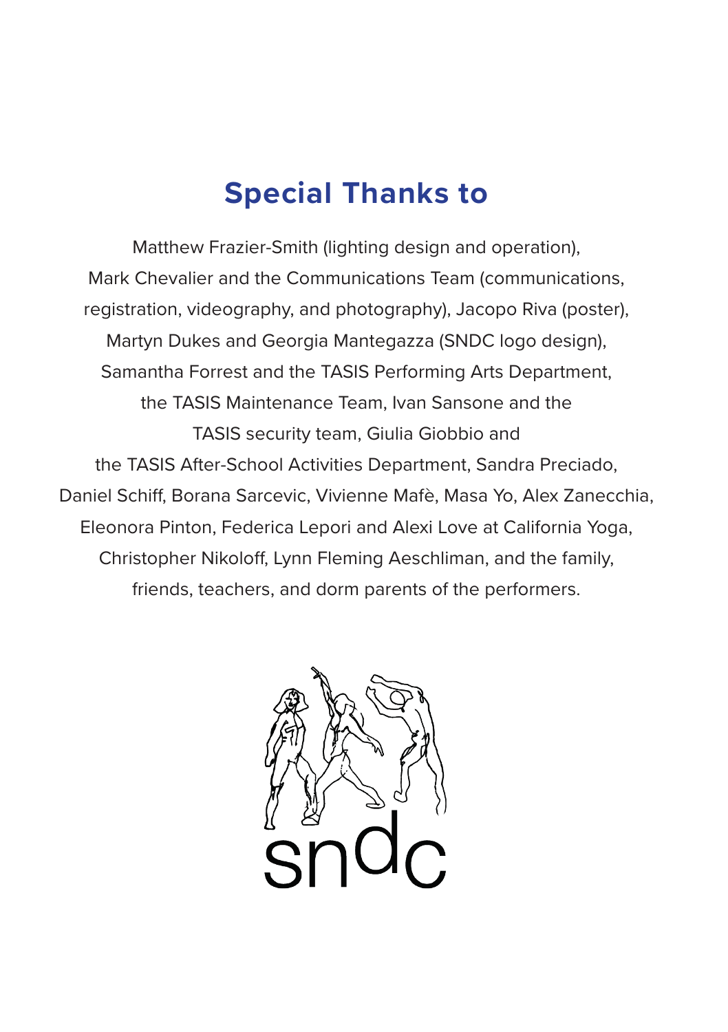# Special Thanks to

Matthew Frazier-Smith (lighting design and operation), Mark Chevalier and the Communications Team (communications, registration, videography, and photography), Jacopo Riva (poster), Martyn Dukes and Georgia Mantegazza (SNDC logo design), Samantha Forrest and the TASIS Performing Arts Department, the TASIS Maintenance Team, Ivan Sansone and the TASIS security team, Giulia Giobbio and the TASIS After-School Activities Department, Sandra Preciado, Daniel Schiff, Borana Sarcevic, Vivienne Mafè, Masa Yo, Alex Zanecchia, Eleonora Pinton, Federica Lepori and Alexi Love at California Yoga, Christopher Nikoloff, Lynn Fleming Aeschliman, and the family, friends, teachers, and dorm parents of the performers.

sndc